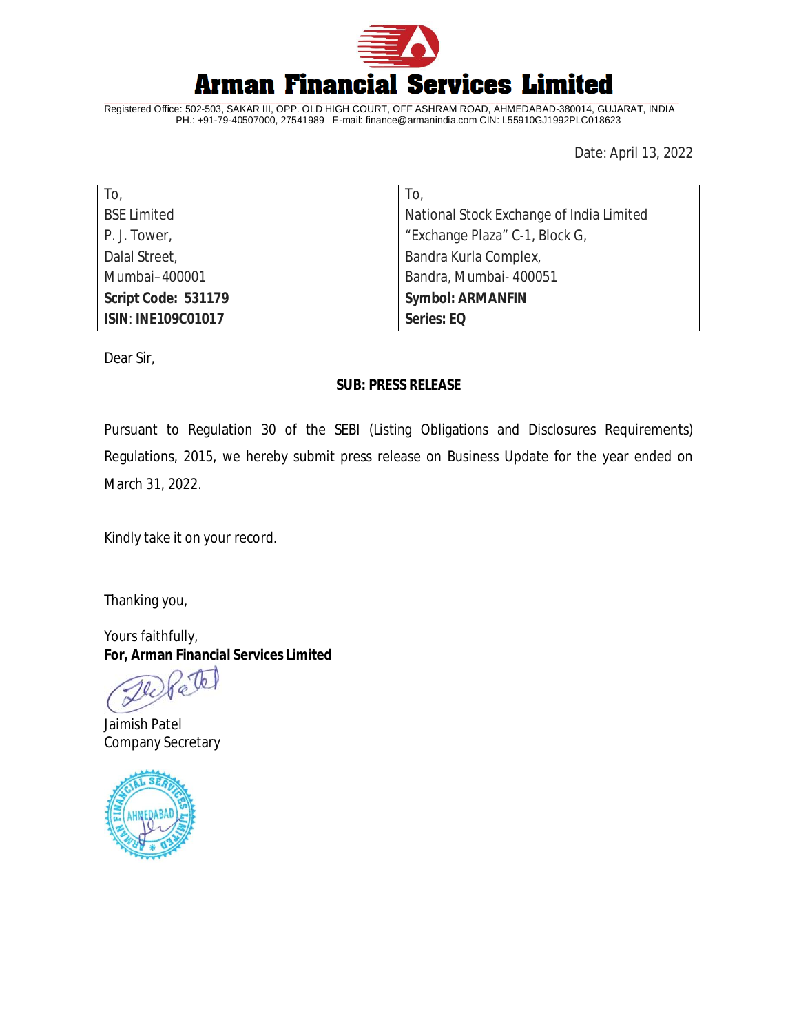# Arman Financial Services Limited

Registered Office: 502-503, SAKAR III, OPP. OLD HIGH COURT, OFF ASHRAM ROAD, AHMEDABAD-380014, GUJARAT, INDIA
PH.: +91-79-40507000, 27541989 E-mail: finance@armanindia.com CIN: L55910GJ1992PLC018623

Date: April 13, 2022

| To,<br>BSE Limited<br>P. J. Tower,<br>Dalal Street,<br>Mumbai–400001 | To,<br>National Stock Exchange of India Limited<br>"Exchange Plaza" C-1, Block G,<br>Bandra Kurla Complex,<br>Bandra, Mumbai- 400051 |
|---|---|
| **Script Code: 531179**<br>**ISIN**: **INE109C01017** | **Symbol: ARMANFIN**<br>**Series: EQ** |

Dear Sir,

**SUB: PRESS RELEASE**

Pursuant to Regulation 30 of the SEBI (Listing Obligations and Disclosures Requirements) Regulations, 2015, we hereby submit press release on Business Update for the year ended on March 31, 2022.

Kindly take it on your record.

Thanking you,

Yours faithfully,
**For, Arman Financial Services Limited**

Jaimish Patel
Company Secretary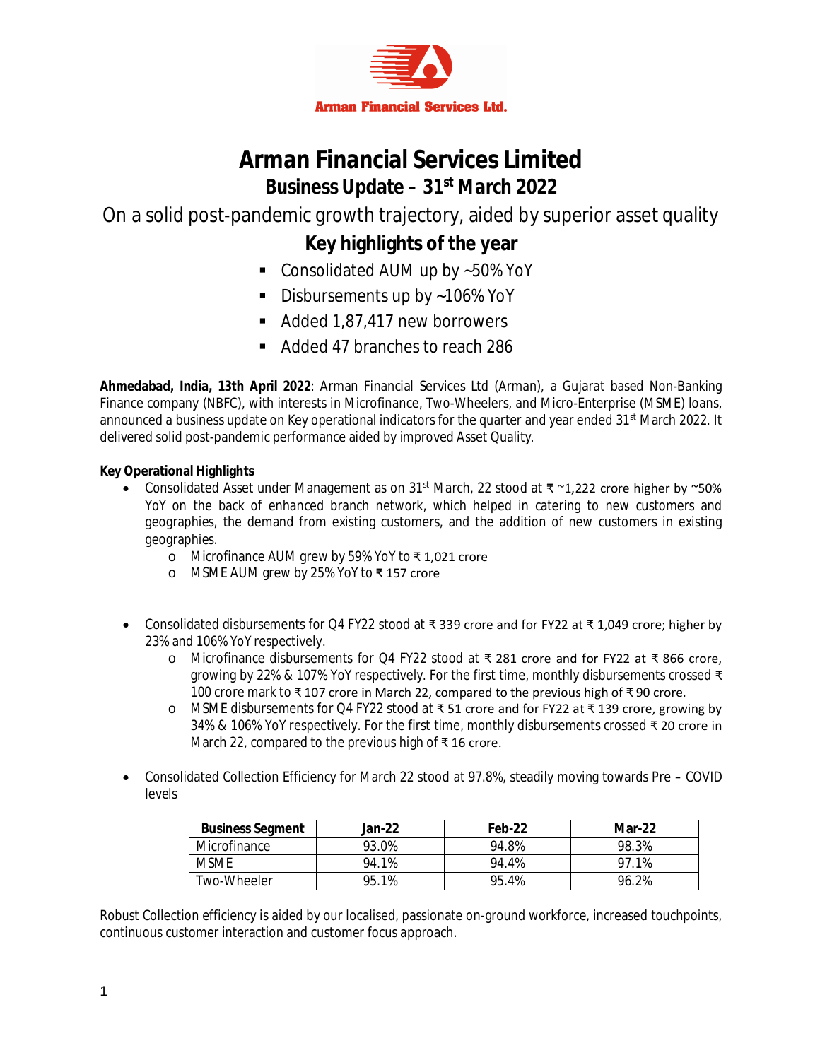Arman Financial Services Ltd.

# Arman Financial Services Limited

## Business Update – 31st March 2022

On a solid post-pandemic growth trajectory, aided by superior asset quality

## Key highlights of the year

- Consolidated AUM up by ~50% YoY
- Disbursements up by ~106% YoY
- Added 1,87,417 new borrowers
- Added 47 branches to reach 286

**Ahmedabad, India, 13th April 2022**: Arman Financial Services Ltd (Arman), a Gujarat based Non-Banking Finance company (NBFC), with interests in Microfinance, Two-Wheelers, and Micro-Enterprise (MSME) loans, announced a business update on Key operational indicators for the quarter and year ended 31st March 2022. It delivered solid post-pandemic performance aided by improved Asset Quality.

**Key Operational Highlights**

- Consolidated Asset under Management as on 31st March, 22 stood at ₹ ~1,222 crore higher by ~50% YoY on the back of enhanced branch network, which helped in catering to new customers and geographies, the demand from existing customers, and the addition of new customers in existing geographies.
  - Microfinance AUM grew by 59% YoY to ₹ 1,021 crore
  - MSME AUM grew by 25% YoY to ₹ 157 crore

- Consolidated disbursements for Q4 FY22 stood at ₹ 339 crore and for FY22 at ₹ 1,049 crore; higher by 23% and 106% YoY respectively.
  - Microfinance disbursements for Q4 FY22 stood at ₹ 281 crore and for FY22 at ₹ 866 crore, growing by 22% & 107% YoY respectively. For the first time, monthly disbursements crossed ₹ 100 crore mark to ₹ 107 crore in March 22, compared to the previous high of ₹ 90 crore.
  - MSME disbursements for Q4 FY22 stood at ₹ 51 crore and for FY22 at ₹ 139 crore, growing by 34% & 106% YoY respectively. For the first time, monthly disbursements crossed ₹ 20 crore in March 22, compared to the previous high of ₹ 16 crore.

- Consolidated Collection Efficiency for March 22 stood at 97.8%, steadily moving towards Pre – COVID levels

| Business Segment | Jan-22 | Feb-22 | Mar-22 |
|---|---|---|---|
| Microfinance | 93.0% | 94.8% | 98.3% |
| MSME | 94.1% | 94.4% | 97.1% |
| Two-Wheeler | 95.1% | 95.4% | 96.2% |

Robust Collection efficiency is aided by our localised, passionate on-ground workforce, increased touchpoints, continuous customer interaction and customer focus approach.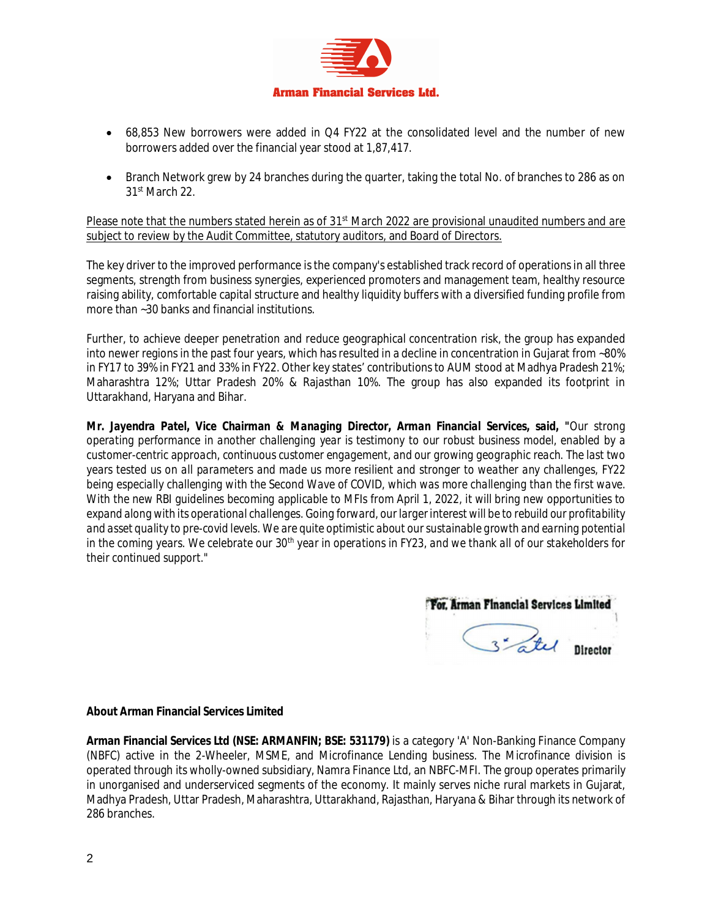- 68,853 New borrowers were added in Q4 FY22 at the consolidated level and the number of new borrowers added over the financial year stood at 1,87,417.

- Branch Network grew by 24 branches during the quarter, taking the total No. of branches to 286 as on 31st March 22.

<u>Please note that the numbers stated herein as of 31st March 2022 are provisional unaudited numbers and are subject to review by the Audit Committee, statutory auditors, and Board of Directors.</u>

The key driver to the improved performance is the company's established track record of operations in all three segments, strength from business synergies, experienced promoters and management team, healthy resource raising ability, comfortable capital structure and healthy liquidity buffers with a diversified funding profile from more than ~30 banks and financial institutions.

Further, to achieve deeper penetration and reduce geographical concentration risk, the group has expanded into newer regions in the past four years, which has resulted in a decline in concentration in Gujarat from ~80% in FY17 to 39% in FY21 and 33% in FY22. Other key states' contributions to AUM stood at Madhya Pradesh 21%; Maharashtra 12%; Uttar Pradesh 20% & Rajasthan 10%. The group has also expanded its footprint in Uttarakhand, Haryana and Bihar.

**Mr. Jayendra Patel, Vice Chairman & Managing Director, Arman Financial Services, said,** *"Our strong operating performance in another challenging year is testimony to our robust business model, enabled by a customer-centric approach, continuous customer engagement, and our growing geographic reach. The last two years tested us on all parameters and made us more resilient and stronger to weather any challenges, FY22 being especially challenging with the Second Wave of COVID, which was more challenging than the first wave. With the new RBI guidelines becoming applicable to MFIs from April 1, 2022, it will bring new opportunities to expand along with its operational challenges. Going forward, our larger interest will be to rebuild our profitability and asset quality to pre-covid levels. We are quite optimistic about our sustainable growth and earning potential in the coming years. We celebrate our 30th year in operations in FY23, and we thank all of our stakeholders for their continued support."*

For, Arman Financial Services Limited

Director

**About Arman Financial Services Limited**

**Arman Financial Services Ltd (NSE: ARMANFIN; BSE: 531179)** is a category 'A' Non-Banking Finance Company (NBFC) active in the 2-Wheeler, MSME, and Microfinance Lending business. The Microfinance division is operated through its wholly-owned subsidiary, Namra Finance Ltd, an NBFC-MFI. The group operates primarily in unorganised and underserviced segments of the economy. It mainly serves niche rural markets in Gujarat, Madhya Pradesh, Uttar Pradesh, Maharashtra, Uttarakhand, Rajasthan, Haryana & Bihar through its network of 286 branches.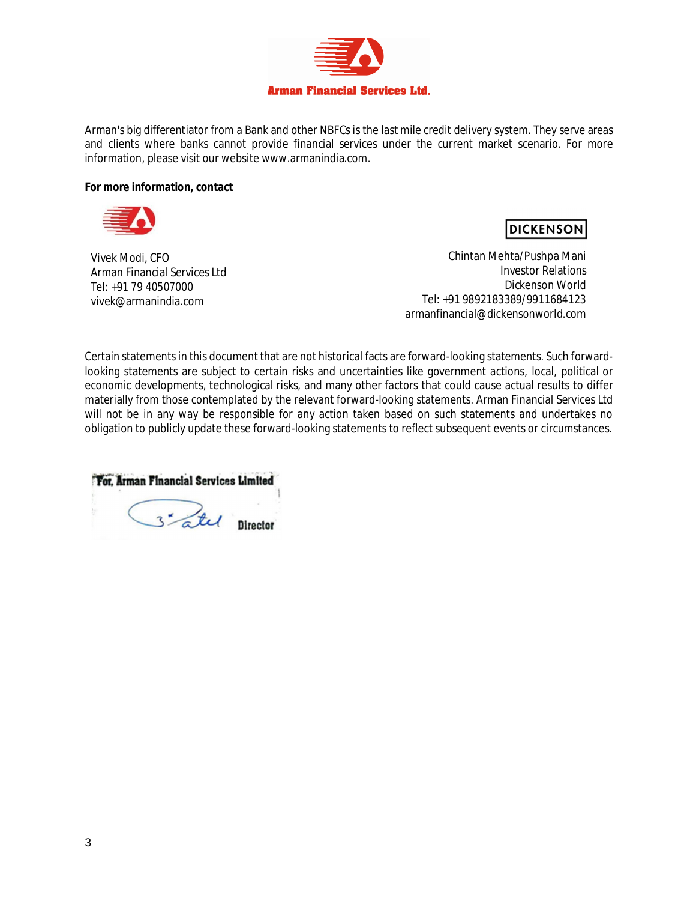Arman Financial Services Ltd.

Arman's big differentiator from a Bank and other NBFCs is the last mile credit delivery system. They serve areas and clients where banks cannot provide financial services under the current market scenario. For more information, please visit our website www.armanindia.com.

**For more information, contact**

Vivek Modi, CFO
Arman Financial Services Ltd
Tel: +91 79 40507000
vivek@armanindia.com

DICKENSON

Chintan Mehta/Pushpa Mani
Investor Relations
Dickenson World
Tel: +91 9892183389/9911684123
armanfinancial@dickensonworld.com

Certain statements in this document that are not historical facts are forward-looking statements. Such forward-looking statements are subject to certain risks and uncertainties like government actions, local, political or economic developments, technological risks, and many other factors that could cause actual results to differ materially from those contemplated by the relevant forward-looking statements. Arman Financial Services Ltd will not be in any way be responsible for any action taken based on such statements and undertakes no obligation to publicly update these forward-looking statements to reflect subsequent events or circumstances.

For, Arman Financial Services Limited

Director